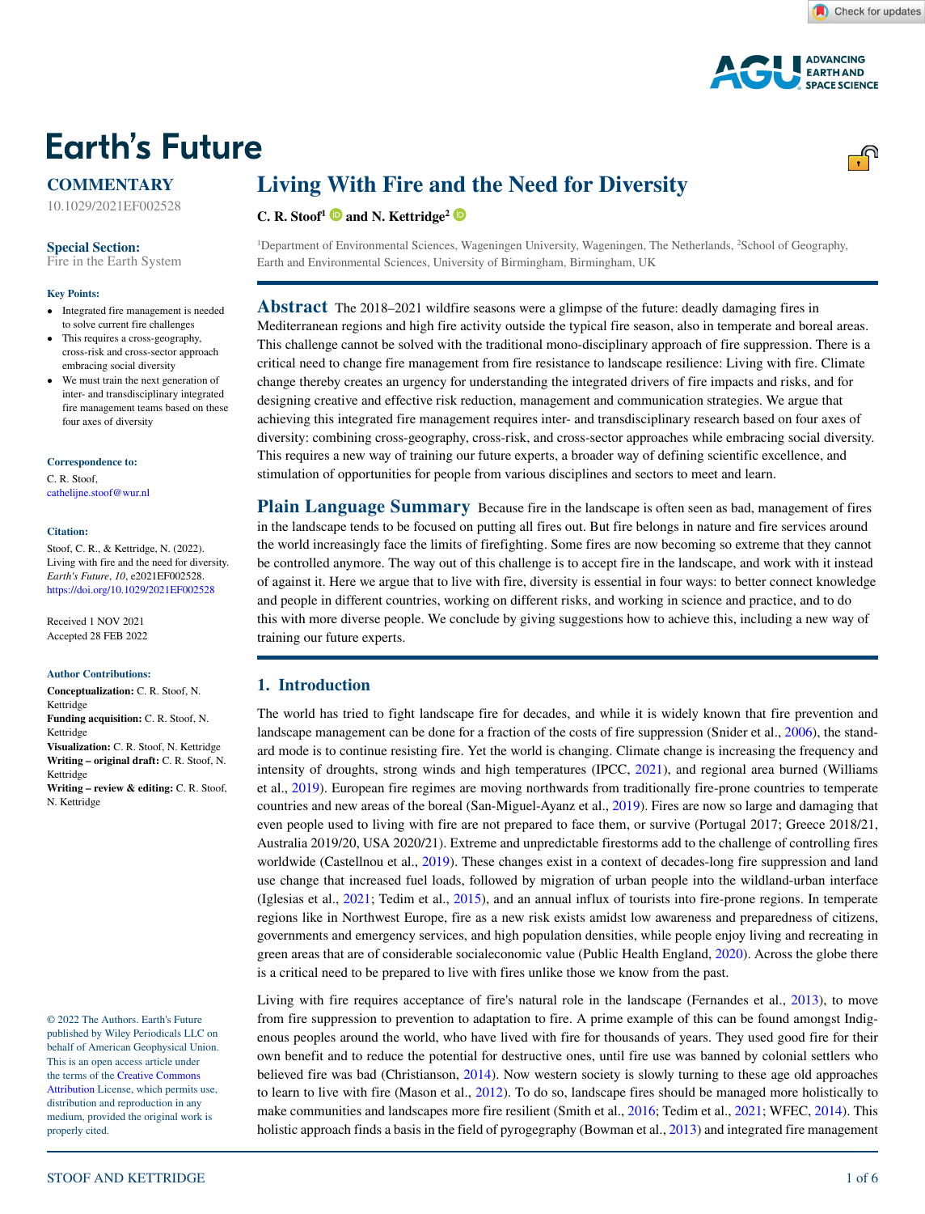Earth's Future

COMMENTARY

10.1029/2021EF002528

**Special Section:**
Fire in the Earth System

**Key Points:**

- Integrated fire management is needed to solve current fire challenges
- This requires a cross-geography, cross-risk and cross-sector approach embracing social diversity
- We must train the next generation of inter- and transdisciplinary integrated fire management teams based on these four axes of diversity

**Correspondence to:**
C. R. Stoof,
cathelijne.stoof@wur.nl

**Citation:**
Stoof, C. R., & Kettridge, N. (2022). Living with fire and the need for diversity. *Earth's Future*, *10*, e2021EF002528. https://doi.org/10.1029/2021EF002528

Received 1 NOV 2021
Accepted 28 FEB 2022

**Author Contributions:**
**Conceptualization:** C. R. Stoof, N. Kettridge
**Funding acquisition:** C. R. Stoof, N. Kettridge
**Visualization:** C. R. Stoof, N. Kettridge
**Writing – original draft:** C. R. Stoof, N. Kettridge
**Writing – review & editing:** C. R. Stoof, N. Kettridge

© 2022 The Authors. Earth's Future published by Wiley Periodicals LLC on behalf of American Geophysical Union. This is an open access article under the terms of the Creative Commons Attribution License, which permits use, distribution and reproduction in any medium, provided the original work is properly cited.

# Living With Fire and the Need for Diversity

**C. R. Stoof[1] and N. Kettridge[2]**

[1]Department of Environmental Sciences, Wageningen University, Wageningen, The Netherlands, [2]School of Geography, Earth and Environmental Sciences, University of Birmingham, Birmingham, UK

**Abstract** The 2018–2021 wildfire seasons were a glimpse of the future: deadly damaging fires in Mediterranean regions and high fire activity outside the typical fire season, also in temperate and boreal areas. This challenge cannot be solved with the traditional mono-disciplinary approach of fire suppression. There is a critical need to change fire management from fire resistance to landscape resilience: Living with fire. Climate change thereby creates an urgency for understanding the integrated drivers of fire impacts and risks, and for designing creative and effective risk reduction, management and communication strategies. We argue that achieving this integrated fire management requires inter- and transdisciplinary research based on four axes of diversity: combining cross-geography, cross-risk, and cross-sector approaches while embracing social diversity. This requires a new way of training our future experts, a broader way of defining scientific excellence, and stimulation of opportunities for people from various disciplines and sectors to meet and learn.

**Plain Language Summary** Because fire in the landscape is often seen as bad, management of fires in the landscape tends to be focused on putting all fires out. But fire belongs in nature and fire services around the world increasingly face the limits of firefighting. Some fires are now becoming so extreme that they cannot be controlled anymore. The way out of this challenge is to accept fire in the landscape, and work with it instead of against it. Here we argue that to live with fire, diversity is essential in four ways: to better connect knowledge and people in different countries, working on different risks, and working in science and practice, and to do this with more diverse people. We conclude by giving suggestions how to achieve this, including a new way of training our future experts.

## 1. Introduction

The world has tried to fight landscape fire for decades, and while it is widely known that fire prevention and landscape management can be done for a fraction of the costs of fire suppression (Snider et al., 2006), the standard mode is to continue resisting fire. Yet the world is changing. Climate change is increasing the frequency and intensity of droughts, strong winds and high temperatures (IPCC, 2021), and regional area burned (Williams et al., 2019). European fire regimes are moving northwards from traditionally fire-prone countries to temperate countries and new areas of the boreal (San-Miguel-Ayanz et al., 2019). Fires are now so large and damaging that even people used to living with fire are not prepared to face them, or survive (Portugal 2017; Greece 2018/21, Australia 2019/20, USA 2020/21). Extreme and unpredictable firestorms add to the challenge of controlling fires worldwide (Castellnou et al., 2019). These changes exist in a context of decades-long fire suppression and land use change that increased fuel loads, followed by migration of urban people into the wildland-urban interface (Iglesias et al., 2021; Tedim et al., 2015), and an annual influx of tourists into fire-prone regions. In temperate regions like in Northwest Europe, fire as a new risk exists amidst low awareness and preparedness of citizens, governments and emergency services, and high population densities, while people enjoy living and recreating in green areas that are of considerable socialeconomic value (Public Health England, 2020). Across the globe there is a critical need to be prepared to live with fires unlike those we know from the past.

Living with fire requires acceptance of fire's natural role in the landscape (Fernandes et al., 2013), to move from fire suppression to prevention to adaptation to fire. A prime example of this can be found amongst Indigenous peoples around the world, who have lived with fire for thousands of years. They used good fire for their own benefit and to reduce the potential for destructive ones, until fire use was banned by colonial settlers who believed fire was bad (Christianson, 2014). Now western society is slowly turning to these age old approaches to learn to live with fire (Mason et al., 2012). To do so, landscape fires should be managed more holistically to make communities and landscapes more fire resilient (Smith et al., 2016; Tedim et al., 2021; WFEC, 2014). This holistic approach finds a basis in the field of pyrogeography (Bowman et al., 2013) and integrated fire management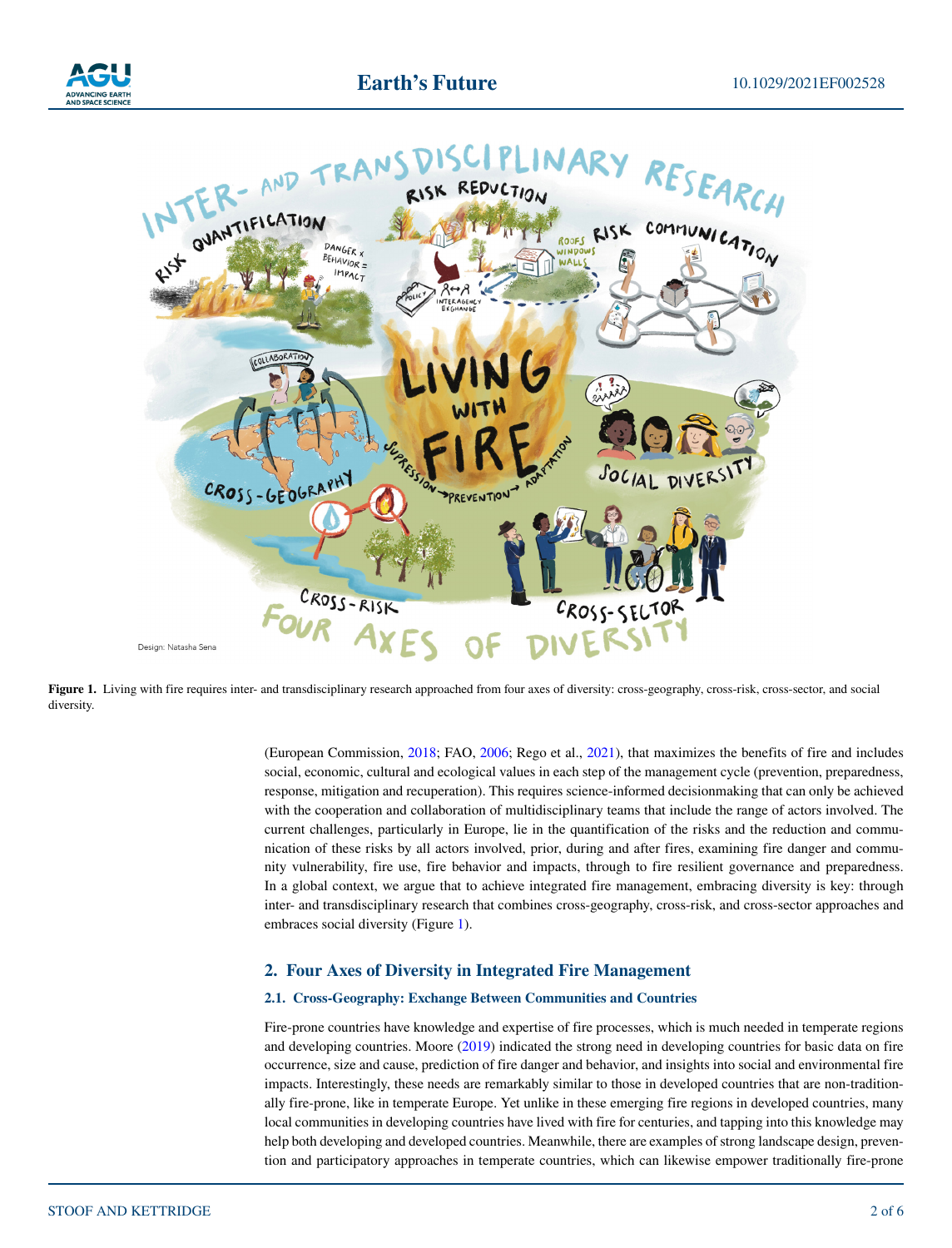Figure 1. Living with fire requires inter- and transdisciplinary research approached from four axes of diversity: cross-geography, cross-risk, cross-sector, and social diversity.

(European Commission, 2018; FAO, 2006; Rego et al., 2021), that maximizes the benefits of fire and includes social, economic, cultural and ecological values in each step of the management cycle (prevention, preparedness, response, mitigation and recuperation). This requires science-informed decisionmaking that can only be achieved with the cooperation and collaboration of multidisciplinary teams that include the range of actors involved. The current challenges, particularly in Europe, lie in the quantification of the risks and the reduction and communication of these risks by all actors involved, prior, during and after fires, examining fire danger and community vulnerability, fire use, fire behavior and impacts, through to fire resilient governance and preparedness. In a global context, we argue that to achieve integrated fire management, embracing diversity is key: through inter- and transdisciplinary research that combines cross-geography, cross-risk, and cross-sector approaches and embraces social diversity (Figure 1).

## 2. Four Axes of Diversity in Integrated Fire Management

### 2.1. Cross-Geography: Exchange Between Communities and Countries

Fire-prone countries have knowledge and expertise of fire processes, which is much needed in temperate regions and developing countries. Moore (2019) indicated the strong need in developing countries for basic data on fire occurrence, size and cause, prediction of fire danger and behavior, and insights into social and environmental fire impacts. Interestingly, these needs are remarkably similar to those in developed countries that are non-traditionally fire-prone, like in temperate Europe. Yet unlike in these emerging fire regions in developed countries, many local communities in developing countries have lived with fire for centuries, and tapping into this knowledge may help both developing and developed countries. Meanwhile, there are examples of strong landscape design, prevention and participatory approaches in temperate countries, which can likewise empower traditionally fire-prone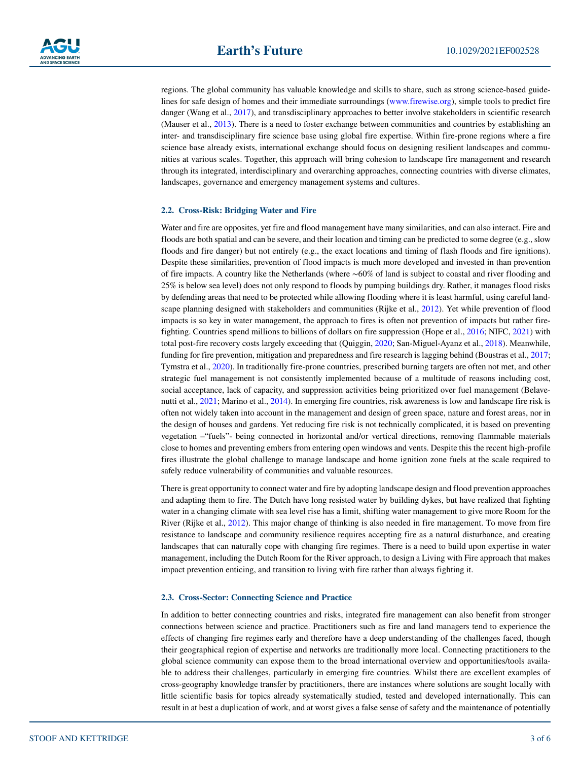regions. The global community has valuable knowledge and skills to share, such as strong science-based guidelines for safe design of homes and their immediate surroundings (www.firewise.org), simple tools to predict fire danger (Wang et al., 2017), and transdisciplinary approaches to better involve stakeholders in scientific research (Mauser et al., 2013). There is a need to foster exchange between communities and countries by establishing an inter- and transdisciplinary fire science base using global fire expertise. Within fire-prone regions where a fire science base already exists, international exchange should focus on designing resilient landscapes and communities at various scales. Together, this approach will bring cohesion to landscape fire management and research through its integrated, interdisciplinary and overarching approaches, connecting countries with diverse climates, landscapes, governance and emergency management systems and cultures.

### 2.2. Cross-Risk: Bridging Water and Fire

Water and fire are opposites, yet fire and flood management have many similarities, and can also interact. Fire and floods are both spatial and can be severe, and their location and timing can be predicted to some degree (e.g., slow floods and fire danger) but not entirely (e.g., the exact locations and timing of flash floods and fire ignitions). Despite these similarities, prevention of flood impacts is much more developed and invested in than prevention of fire impacts. A country like the Netherlands (where ∼60% of land is subject to coastal and river flooding and 25% is below sea level) does not only respond to floods by pumping buildings dry. Rather, it manages flood risks by defending areas that need to be protected while allowing flooding where it is least harmful, using careful landscape planning designed with stakeholders and communities (Rijke et al., 2012). Yet while prevention of flood impacts is so key in water management, the approach to fires is often not prevention of impacts but rather firefighting. Countries spend millions to billions of dollars on fire suppression (Hope et al., 2016; NIFC, 2021) with total post-fire recovery costs largely exceeding that (Quiggin, 2020; San-Miguel-Ayanz et al., 2018). Meanwhile, funding for fire prevention, mitigation and preparedness and fire research is lagging behind (Boustras et al., 2017; Tymstra et al., 2020). In traditionally fire-prone countries, prescribed burning targets are often not met, and other strategic fuel management is not consistently implemented because of a multitude of reasons including cost, social acceptance, lack of capacity, and suppression activities being prioritized over fuel management (Belavenutti et al., 2021; Marino et al., 2014). In emerging fire countries, risk awareness is low and landscape fire risk is often not widely taken into account in the management and design of green space, nature and forest areas, nor in the design of houses and gardens. Yet reducing fire risk is not technically complicated, it is based on preventing vegetation –"fuels"- being connected in horizontal and/or vertical directions, removing flammable materials close to homes and preventing embers from entering open windows and vents. Despite this the recent high-profile fires illustrate the global challenge to manage landscape and home ignition zone fuels at the scale required to safely reduce vulnerability of communities and valuable resources.

There is great opportunity to connect water and fire by adopting landscape design and flood prevention approaches and adapting them to fire. The Dutch have long resisted water by building dykes, but have realized that fighting water in a changing climate with sea level rise has a limit, shifting water management to give more Room for the River (Rijke et al., 2012). This major change of thinking is also needed in fire management. To move from fire resistance to landscape and community resilience requires accepting fire as a natural disturbance, and creating landscapes that can naturally cope with changing fire regimes. There is a need to build upon expertise in water management, including the Dutch Room for the River approach, to design a Living with Fire approach that makes impact prevention enticing, and transition to living with fire rather than always fighting it.

### 2.3. Cross-Sector: Connecting Science and Practice

In addition to better connecting countries and risks, integrated fire management can also benefit from stronger connections between science and practice. Practitioners such as fire and land managers tend to experience the effects of changing fire regimes early and therefore have a deep understanding of the challenges faced, though their geographical region of expertise and networks are traditionally more local. Connecting practitioners to the global science community can expose them to the broad international overview and opportunities/tools available to address their challenges, particularly in emerging fire countries. Whilst there are excellent examples of cross-geography knowledge transfer by practitioners, there are instances where solutions are sought locally with little scientific basis for topics already systematically studied, tested and developed internationally. This can result in at best a duplication of work, and at worst gives a false sense of safety and the maintenance of potentially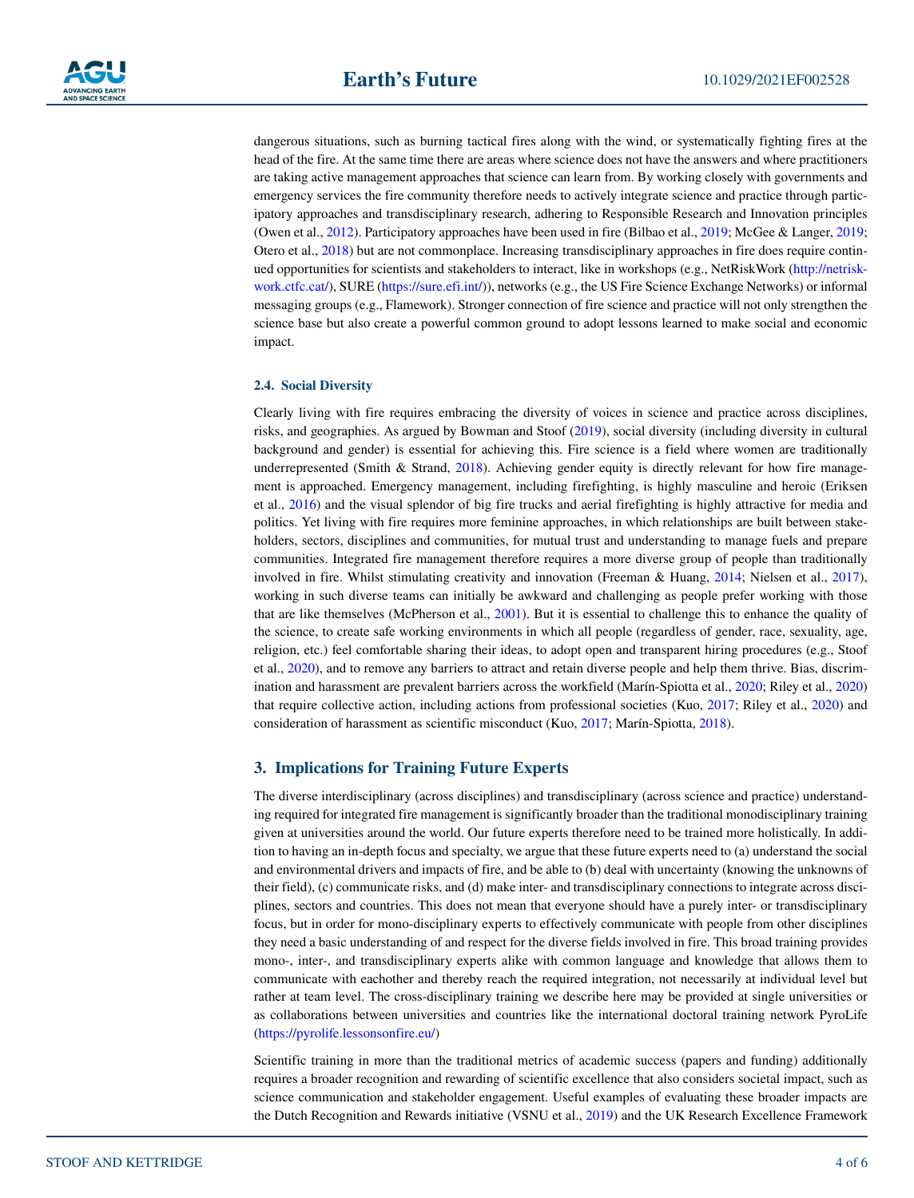dangerous situations, such as burning tactical fires along with the wind, or systematically fighting fires at the head of the fire. At the same time there are areas where science does not have the answers and where practitioners are taking active management approaches that science can learn from. By working closely with governments and emergency services the fire community therefore needs to actively integrate science and practice through participatory approaches and transdisciplinary research, adhering to Responsible Research and Innovation principles (Owen et al., 2012). Participatory approaches have been used in fire (Bilbao et al., 2019; McGee & Langer, 2019; Otero et al., 2018) but are not commonplace. Increasing transdisciplinary approaches in fire does require continued opportunities for scientists and stakeholders to interact, like in workshops (e.g., NetRiskWork (http://netriskwork.ctfc.cat/), SURE (https://sure.efi.int/)), networks (e.g., the US Fire Science Exchange Networks) or informal messaging groups (e.g., Flamework). Stronger connection of fire science and practice will not only strengthen the science base but also create a powerful common ground to adopt lessons learned to make social and economic impact.

### 2.4. Social Diversity

Clearly living with fire requires embracing the diversity of voices in science and practice across disciplines, risks, and geographies. As argued by Bowman and Stoof (2019), social diversity (including diversity in cultural background and gender) is essential for achieving this. Fire science is a field where women are traditionally underrepresented (Smith & Strand, 2018). Achieving gender equity is directly relevant for how fire management is approached. Emergency management, including firefighting, is highly masculine and heroic (Eriksen et al., 2016) and the visual splendor of big fire trucks and aerial firefighting is highly attractive for media and politics. Yet living with fire requires more feminine approaches, in which relationships are built between stakeholders, sectors, disciplines and communities, for mutual trust and understanding to manage fuels and prepare communities. Integrated fire management therefore requires a more diverse group of people than traditionally involved in fire. Whilst stimulating creativity and innovation (Freeman & Huang, 2014; Nielsen et al., 2017), working in such diverse teams can initially be awkward and challenging as people prefer working with those that are like themselves (McPherson et al., 2001). But it is essential to challenge this to enhance the quality of the science, to create safe working environments in which all people (regardless of gender, race, sexuality, age, religion, etc.) feel comfortable sharing their ideas, to adopt open and transparent hiring procedures (e.g., Stoof et al., 2020), and to remove any barriers to attract and retain diverse people and help them thrive. Bias, discrimination and harassment are prevalent barriers across the workfield (Marín-Spiotta et al., 2020; Riley et al., 2020) that require collective action, including actions from professional societies (Kuo, 2017; Riley et al., 2020) and consideration of harassment as scientific misconduct (Kuo, 2017; Marín-Spiotta, 2018).

## 3. Implications for Training Future Experts

The diverse interdisciplinary (across disciplines) and transdisciplinary (across science and practice) understanding required for integrated fire management is significantly broader than the traditional monodisciplinary training given at universities around the world. Our future experts therefore need to be trained more holistically. In addition to having an in-depth focus and specialty, we argue that these future experts need to (a) understand the social and environmental drivers and impacts of fire, and be able to (b) deal with uncertainty (knowing the unknowns of their field), (c) communicate risks, and (d) make inter- and transdisciplinary connections to integrate across disciplines, sectors and countries. This does not mean that everyone should have a purely inter- or transdisciplinary focus, but in order for mono-disciplinary experts to effectively communicate with people from other disciplines they need a basic understanding of and respect for the diverse fields involved in fire. This broad training provides mono-, inter-, and transdisciplinary experts alike with common language and knowledge that allows them to communicate with eachother and thereby reach the required integration, not necessarily at individual level but rather at team level. The cross-disciplinary training we describe here may be provided at single universities or as collaborations between universities and countries like the international doctoral training network PyroLife (https://pyrolife.lessonsonfire.eu/)

Scientific training in more than the traditional metrics of academic success (papers and funding) additionally requires a broader recognition and rewarding of scientific excellence that also considers societal impact, such as science communication and stakeholder engagement. Useful examples of evaluating these broader impacts are the Dutch Recognition and Rewards initiative (VSNU et al., 2019) and the UK Research Excellence Framework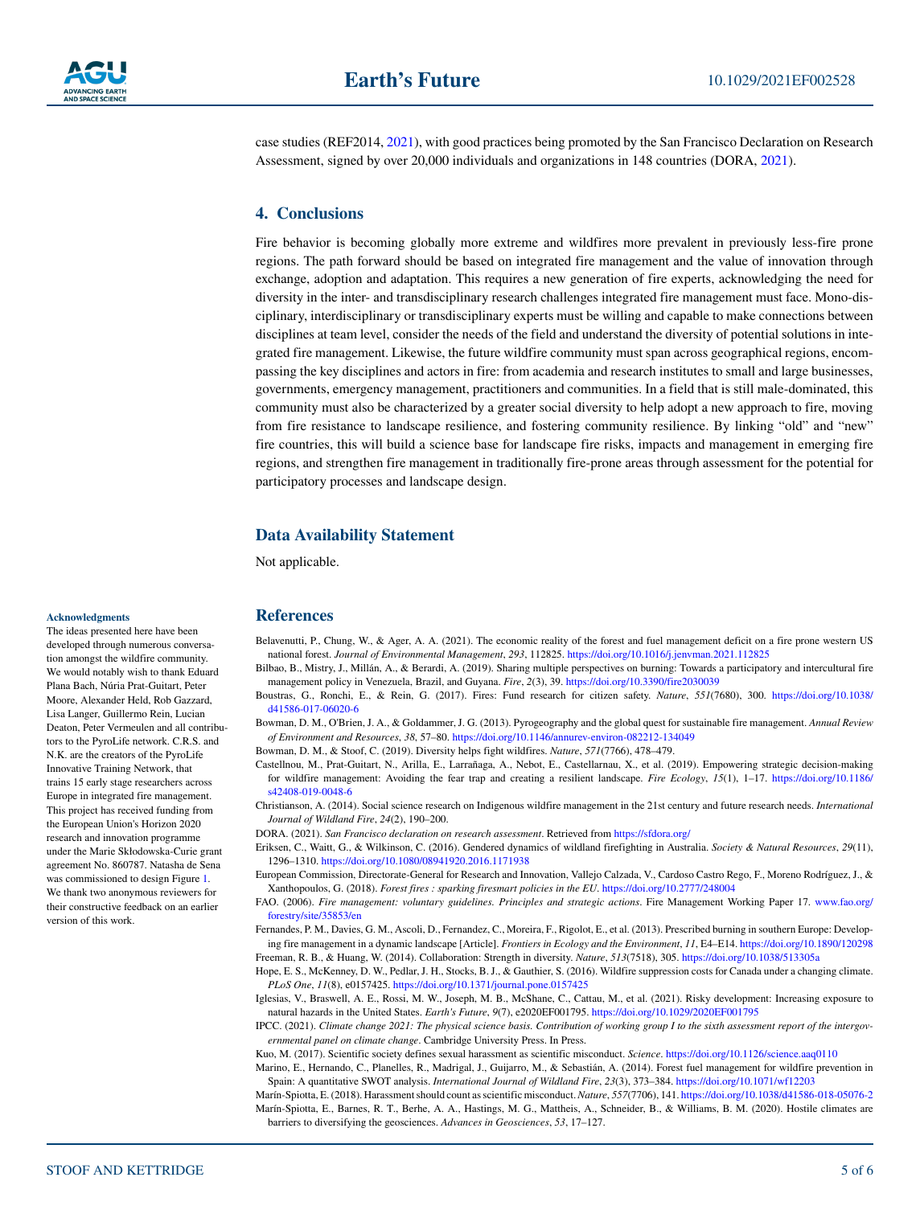case studies (REF2014, 2021), with good practices being promoted by the San Francisco Declaration on Research Assessment, signed by over 20,000 individuals and organizations in 148 countries (DORA, 2021).

## 4. Conclusions

Fire behavior is becoming globally more extreme and wildfires more prevalent in previously less-fire prone regions. The path forward should be based on integrated fire management and the value of innovation through exchange, adoption and adaptation. This requires a new generation of fire experts, acknowledging the need for diversity in the inter- and transdisciplinary research challenges integrated fire management must face. Mono-disciplinary, interdisciplinary or transdisciplinary experts must be willing and capable to make connections between disciplines at team level, consider the needs of the field and understand the diversity of potential solutions in integrated fire management. Likewise, the future wildfire community must span across geographical regions, encompassing the key disciplines and actors in fire: from academia and research institutes to small and large businesses, governments, emergency management, practitioners and communities. In a field that is still male-dominated, this community must also be characterized by a greater social diversity to help adopt a new approach to fire, moving from fire resistance to landscape resilience, and fostering community resilience. By linking "old" and "new" fire countries, this will build a science base for landscape fire risks, impacts and management in emerging fire regions, and strengthen fire management in traditionally fire-prone areas through assessment for the potential for participatory processes and landscape design.

## Data Availability Statement

Not applicable.

### Acknowledgments

The ideas presented here have been developed through numerous conversation amongst the wildfire community. We would notably wish to thank Eduard Plana Bach, Núria Prat-Guitart, Peter Moore, Alexander Held, Rob Gazzard, Lisa Langer, Guillermo Rein, Lucian Deaton, Peter Vermeulen and all contributors to the PyroLife network. C.R.S. and N.K. are the creators of the PyroLife Innovative Training Network, that trains 15 early stage researchers across Europe in integrated fire management. This project has received funding from the European Union's Horizon 2020 research and innovation programme under the Marie Skłodowska-Curie grant agreement No. 860787. Natasha de Sena was commissioned to design Figure 1. We thank two anonymous reviewers for their constructive feedback on an earlier version of this work.

## References

Belavenutti, P., Chung, W., & Ager, A. A. (2021). The economic reality of the forest and fuel management deficit on a fire prone western US national forest. *Journal of Environmental Management*, *293*, 112825. https://doi.org/10.1016/j.jenvman.2021.112825

Bilbao, B., Mistry, J., Millán, A., & Berardi, A. (2019). Sharing multiple perspectives on burning: Towards a participatory and intercultural fire management policy in Venezuela, Brazil, and Guyana. *Fire*, *2*(3), 39. https://doi.org/10.3390/fire2030039

Boustras, G., Ronchi, E., & Rein, G. (2017). Fires: Fund research for citizen safety. *Nature*, *551*(7680), 300. https://doi.org/10.1038/d41586-017-06020-6

Bowman, D. M., O'Brien, J. A., & Goldammer, J. G. (2013). Pyrogeography and the global quest for sustainable fire management. *Annual Review of Environment and Resources*, *38*, 57–80. https://doi.org/10.1146/annurev-environ-082212-134049

Bowman, D. M., & Stoof, C. (2019). Diversity helps fight wildfires. *Nature*, *571*(7766), 478–479.

Castellnou, M., Prat-Guitart, N., Arilla, E., Larrañaga, A., Nebot, E., Castellarnau, X., et al. (2019). Empowering strategic decision-making for wildfire management: Avoiding the fear trap and creating a resilient landscape. *Fire Ecology*, *15*(1), 1–17. https://doi.org/10.1186/s42408-019-0048-6

Christianson, A. (2014). Social science research on Indigenous wildfire management in the 21st century and future research needs. *International Journal of Wildland Fire*, *24*(2), 190–200.

DORA. (2021). *San Francisco declaration on research assessment*. Retrieved from https://sfdora.org/

Eriksen, C., Waitt, G., & Wilkinson, C. (2016). Gendered dynamics of wildland firefighting in Australia. *Society & Natural Resources*, *29*(11), 1296–1310. https://doi.org/10.1080/08941920.2016.1171938

European Commission, Directorate-General for Research and Innovation, Vallejo Calzada, V., Cardoso Castro Rego, F., Moreno Rodríguez, J., & Xanthopoulos, G. (2018). *Forest fires : sparking firesmart policies in the EU*. https://doi.org/10.2777/248004

FAO. (2006). *Fire management: voluntary guidelines. Principles and strategic actions*. Fire Management Working Paper 17. www.fao.org/forestry/site/35853/en

Fernandes, P. M., Davies, G. M., Ascoli, D., Fernandez, C., Moreira, F., Rigolot, E., et al. (2013). Prescribed burning in southern Europe: Developing fire management in a dynamic landscape [Article]. *Frontiers in Ecology and the Environment*, *11*, E4–E14. https://doi.org/10.1890/120298

Freeman, R. B., & Huang, W. (2014). Collaboration: Strength in diversity. *Nature*, *513*(7518), 305. https://doi.org/10.1038/513305a

Hope, E. S., McKenney, D. W., Pedlar, J. H., Stocks, B. J., & Gauthier, S. (2016). Wildfire suppression costs for Canada under a changing climate. *PLoS One*, *11*(8), e0157425. https://doi.org/10.1371/journal.pone.0157425

Iglesias, V., Braswell, A. E., Rossi, M. W., Joseph, M. B., McShane, C., Cattau, M., et al. (2021). Risky development: Increasing exposure to natural hazards in the United States. *Earth's Future*, *9*(7), e2020EF001795. https://doi.org/10.1029/2020EF001795

IPCC. (2021). *Climate change 2021: The physical science basis. Contribution of working group I to the sixth assessment report of the intergovernmental panel on climate change*. Cambridge University Press. In Press.

Kuo, M. (2017). Scientific society defines sexual harassment as scientific misconduct. *Science*. https://doi.org/10.1126/science.aaq0110

Marino, E., Hernando, C., Planelles, R., Madrigal, J., Guijarro, M., & Sebastián, A. (2014). Forest fuel management for wildfire prevention in Spain: A quantitative SWOT analysis. *International Journal of Wildland Fire*, *23*(3), 373–384. https://doi.org/10.1071/wf12203

Marín-Spiotta, E. (2018). Harassment should count as scientific misconduct. *Nature*, *557*(7706), 141. https://doi.org/10.1038/d41586-018-05076-2

Marín-Spiotta, E., Barnes, R. T., Berhe, A. A., Hastings, M. G., Mattheis, A., Schneider, B., & Williams, B. M. (2020). Hostile climates are barriers to diversifying the geosciences. *Advances in Geosciences*, *53*, 17–127.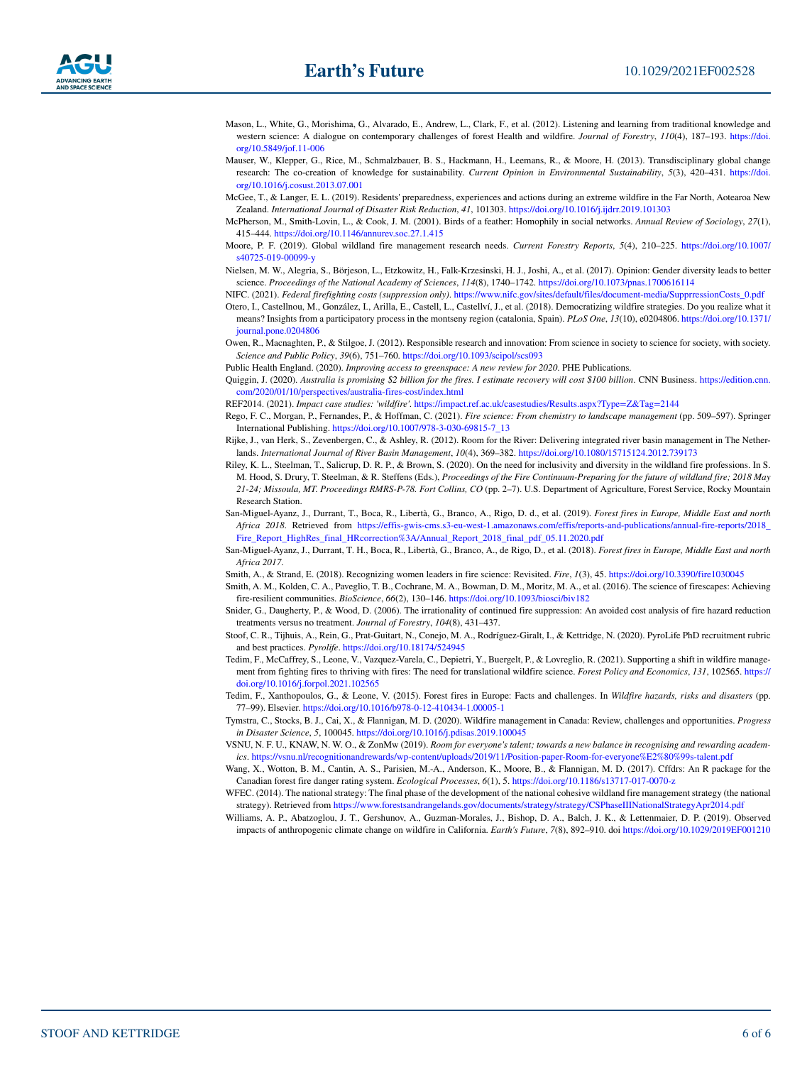Mason, L., White, G., Morishima, G., Alvarado, E., Andrew, L., Clark, F., et al. (2012). Listening and learning from traditional knowledge and western science: A dialogue on contemporary challenges of forest Health and wildfire. *Journal of Forestry*, *110*(4), 187–193. https://doi.org/10.5849/jof.11-006

Mauser, W., Klepper, G., Rice, M., Schmalzbauer, B. S., Hackmann, H., Leemans, R., & Moore, H. (2013). Transdisciplinary global change research: The co-creation of knowledge for sustainability. *Current Opinion in Environmental Sustainability*, *5*(3), 420–431. https://doi.org/10.1016/j.cosust.2013.07.001

McGee, T., & Langer, E. L. (2019). Residents' preparedness, experiences and actions during an extreme wildfire in the Far North, Aotearoa New Zealand. *International Journal of Disaster Risk Reduction*, *41*, 101303. https://doi.org/10.1016/j.ijdrr.2019.101303

McPherson, M., Smith-Lovin, L., & Cook, J. M. (2001). Birds of a feather: Homophily in social networks. *Annual Review of Sociology*, *27*(1), 415–444. https://doi.org/10.1146/annurev.soc.27.1.415

Moore, P. F. (2019). Global wildland fire management research needs. *Current Forestry Reports*, *5*(4), 210–225. https://doi.org/10.1007/s40725-019-00099-y

Nielsen, M. W., Alegria, S., Börjeson, L., Etzkowitz, H., Falk-Krzesinski, H. J., Joshi, A., et al. (2017). Opinion: Gender diversity leads to better science. *Proceedings of the National Academy of Sciences*, *114*(8), 1740–1742. https://doi.org/10.1073/pnas.1700616114

NIFC. (2021). *Federal firefighting costs (suppression only)*. https://www.nifc.gov/sites/default/files/document-media/SupprressionCosts_0.pdf

Otero, I., Castellnou, M., González, I., Arilla, E., Castell, L., Castellví, J., et al. (2018). Democratizing wildfire strategies. Do you realize what it means? Insights from a participatory process in the montseny region (catalonia, Spain). *PLoS One*, *13*(10), e0204806. https://doi.org/10.1371/journal.pone.0204806

Owen, R., Macnaghten, P., & Stilgoe, J. (2012). Responsible research and innovation: From science in society to science for society, with society. *Science and Public Policy*, *39*(6), 751–760. https://doi.org/10.1093/scipol/scs093

Public Health England. (2020). *Improving access to greenspace: A new review for 2020*. PHE Publications.

Quiggin, J. (2020). *Australia is promising $2 billion for the fires. I estimate recovery will cost $100 billion*. CNN Business. https://edition.cnn.com/2020/01/10/perspectives/australia-fires-cost/index.html

REF2014. (2021). *Impact case studies: 'wildfire'*. https://impact.ref.ac.uk/casestudies/Results.aspx?Type=Z&Tag=2144

Rego, F. C., Morgan, P., Fernandes, P., & Hoffman, C. (2021). *Fire science: From chemistry to landscape management* (pp. 509–597). Springer International Publishing. https://doi.org/10.1007/978-3-030-69815-7_13

Rijke, J., van Herk, S., Zevenbergen, C., & Ashley, R. (2012). Room for the River: Delivering integrated river basin management in The Netherlands. *International Journal of River Basin Management*, *10*(4), 369–382. https://doi.org/10.1080/15715124.2012.739173

Riley, K. L., Steelman, T., Salicrup, D. R. P., & Brown, S. (2020). On the need for inclusivity and diversity in the wildland fire professions. In S. M. Hood, S. Drury, T. Steelman, & R. Steffens (Eds.), *Proceedings of the Fire Continuum-Preparing for the future of wildland fire; 2018 May 21-24; Missoula, MT. Proceedings RMRS-P-78. Fort Collins, CO* (pp. 2–7). U.S. Department of Agriculture, Forest Service, Rocky Mountain Research Station.

San-Miguel-Ayanz, J., Durrant, T., Boca, R., Libertà, G., Branco, A., Rigo, D. d., et al. (2019). *Forest fires in Europe, Middle East and north Africa 2018*. Retrieved from https://effis-gwis-cms.s3-eu-west-1.amazonaws.com/effis/reports-and-publications/annual-fire-reports/2018_Fire_Report_HighRes_final_HRcorrection%3A/Annual_Report_2018_final_pdf_05.11.2020.pdf

San-Miguel-Ayanz, J., Durrant, T. H., Boca, R., Libertà, G., Branco, A., de Rigo, D., et al. (2018). *Forest fires in Europe, Middle East and north Africa 2017*.

Smith, A., & Strand, E. (2018). Recognizing women leaders in fire science: Revisited. *Fire*, *1*(3), 45. https://doi.org/10.3390/fire1030045

Smith, A. M., Kolden, C. A., Paveglio, T. B., Cochrane, M. A., Bowman, D. M., Moritz, M. A., et al. (2016). The science of firescapes: Achieving fire-resilient communities. *BioScience*, *66*(2), 130–146. https://doi.org/10.1093/biosci/biv182

Snider, G., Daugherty, P., & Wood, D. (2006). The irrationality of continued fire suppression: An avoided cost analysis of fire hazard reduction treatments versus no treatment. *Journal of Forestry*, *104*(8), 431–437.

Stoof, C. R., Tijhuis, A., Rein, G., Prat-Guitart, N., Conejo, M. A., Rodríguez-Giralt, I., & Kettridge, N. (2020). PyroLife PhD recruitment rubric and best practices. *Pyrolife*. https://doi.org/10.18174/524945

Tedim, F., McCaffrey, S., Leone, V., Vazquez-Varela, C., Depietri, Y., Buergelt, P., & Lovreglio, R. (2021). Supporting a shift in wildfire management from fighting fires to thriving with fires: The need for translational wildfire science. *Forest Policy and Economics*, *131*, 102565. https://doi.org/10.1016/j.forpol.2021.102565

Tedim, F., Xanthopoulos, G., & Leone, V. (2015). Forest fires in Europe: Facts and challenges. In *Wildfire hazards, risks and disasters* (pp. 77–99). Elsevier. https://doi.org/10.1016/b978-0-12-410434-1.00005-1

Tymstra, C., Stocks, B. J., Cai, X., & Flannigan, M. D. (2020). Wildfire management in Canada: Review, challenges and opportunities. *Progress in Disaster Science*, *5*, 100045. https://doi.org/10.1016/j.pdisas.2019.100045

VSNU, N. F. U., KNAW, N. W. O., & ZonMw (2019). *Room for everyone's talent; towards a new balance in recognising and rewarding academics*. https://vsnu.nl/recognitionandrewards/wp-content/uploads/2019/11/Position-paper-Room-for-everyone%E2%80%99s-talent.pdf

Wang, X., Wotton, B. M., Cantin, A. S., Parisien, M.-A., Anderson, K., Moore, B., & Flannigan, M. D. (2017). Cffdrs: An R package for the Canadian forest fire danger rating system. *Ecological Processes*, *6*(1), 5. https://doi.org/10.1186/s13717-017-0070-z

WFEC. (2014). The national strategy: The final phase of the development of the national cohesive wildland fire management strategy (the national strategy). Retrieved from https://www.forestsandrangelands.gov/documents/strategy/strategy/CSPhaseIIINationalStrategyApr2014.pdf

Williams, A. P., Abatzoglou, J. T., Gershunov, A., Guzman-Morales, J., Bishop, D. A., Balch, J. K., & Lettenmaier, D. P. (2019). Observed impacts of anthropogenic climate change on wildfire in California. *Earth's Future*, *7*(8), 892–910. doi https://doi.org/10.1029/2019EF001210